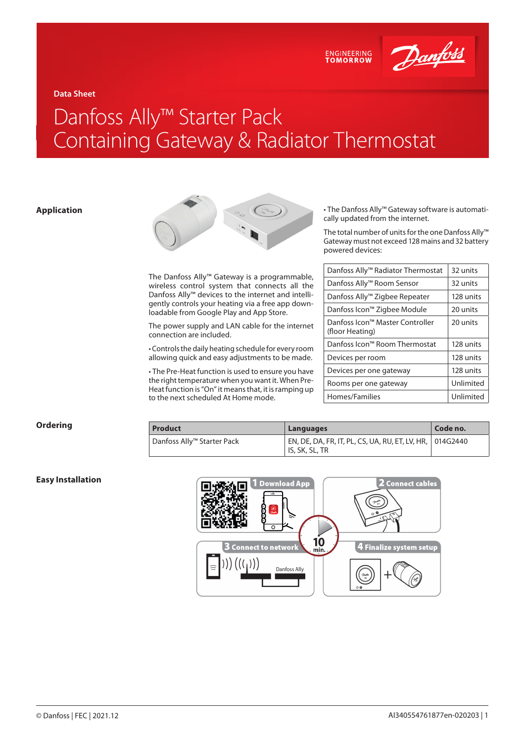Data Sheet

# Danfoss Ally™ Starter Pack Containing Gateway & Radiator Thermostat

## Application

The Danfoss Ally™ Gateway is a programmable, wireless control system that connects all the Danfoss Ally™ devices to the internet and intelligently controls your heating via a free app downloadable from Google Play and App Store.

The power supply and LAN cable for the internet connection are included.

• Controls the daily heating schedule for every room allowing quick and easy adjustments to be made.

• The Pre-Heat function is used to ensure you have the right temperature when you want it. When Pre-Heat function is "On" it means that, it is ramping up to the next scheduled At Home mode.

• The Danfoss Ally™ Gateway software is automatically updated from the internet.

The total number of units for the one Danfoss Ally™ Gateway must not exceed 128 mains and 32 battery powered devices:

| | |
|---|---|
| Danfoss Ally™ Radiator Thermostat | 32 units |
| Danfoss Ally™ Room Sensor | 32 units |
| Danfoss Ally™ Zigbee Repeater | 128 units |
| Danfoss Icon™ Zigbee Module | 20 units |
| Danfoss Icon™ Master Controller (floor Heating) | 20 units |
| Danfoss Icon™ Room Thermostat | 128 units |
| Devices per room | 128 units |
| Devices per one gateway | 128 units |
| Rooms per one gateway | Unlimited |
| Homes/Families | Unlimited |

## Ordering

| Product | Languages | Code no. |
|---|---|---|
| Danfoss Ally™ Starter Pack | EN, DE, DA, FR, IT, PL, CS, UA, RU, ET, LV, HR, IS, SK, SL, TR | 014G2440 |

## Easy Installation

1 Download App

2 Connect cables

3 Connect to network

4 Finalize system setup

10 min.

Danfoss Ally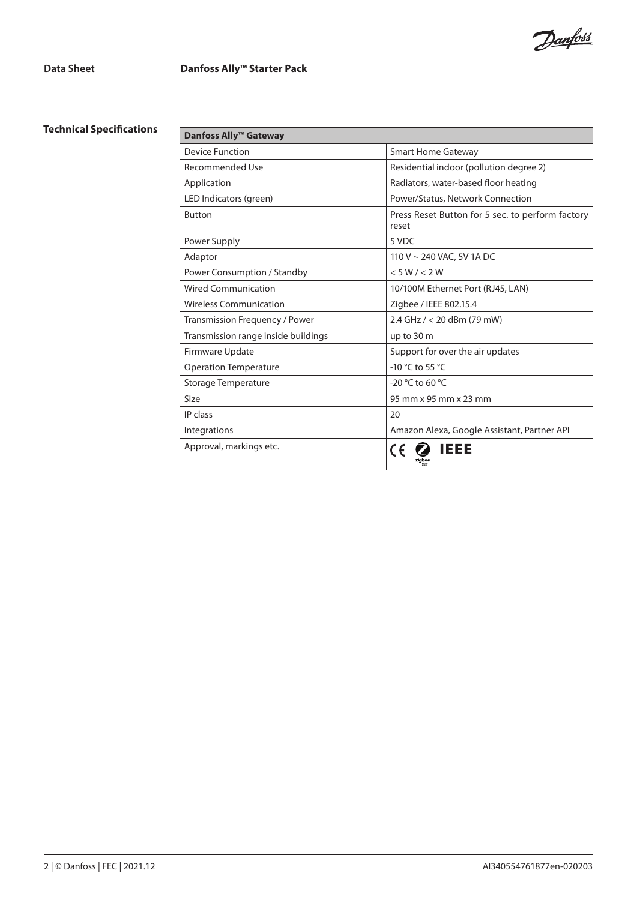## Technical Specifications

| Danfoss Ally™ Gateway | |
|---|---|
| Device Function | Smart Home Gateway |
| Recommended Use | Residential indoor (pollution degree 2) |
| Application | Radiators, water-based floor heating |
| LED Indicators (green) | Power/Status, Network Connection |
| Button | Press Reset Button for 5 sec. to perform factory reset |
| Power Supply | 5 VDC |
| Adaptor | 110 V ~ 240 VAC, 5V 1A DC |
| Power Consumption / Standby | < 5 W / < 2 W |
| Wired Communication | 10/100M Ethernet Port (RJ45, LAN) |
| Wireless Communication | Zigbee / IEEE 802.15.4 |
| Transmission Frequency / Power | 2.4 GHz / < 20 dBm (79 mW) |
| Transmission range inside buildings | up to 30 m |
| Firmware Update | Support for over the air updates |
| Operation Temperature | -10 °C to 55 °C |
| Storage Temperature | -20 °C to 60 °C |
| Size | 95 mm x 95 mm x 23 mm |
| IP class | 20 |
| Integrations | Amazon Alexa, Google Assistant, Partner API |
| Approval, markings etc. | CE zigbee IEEE |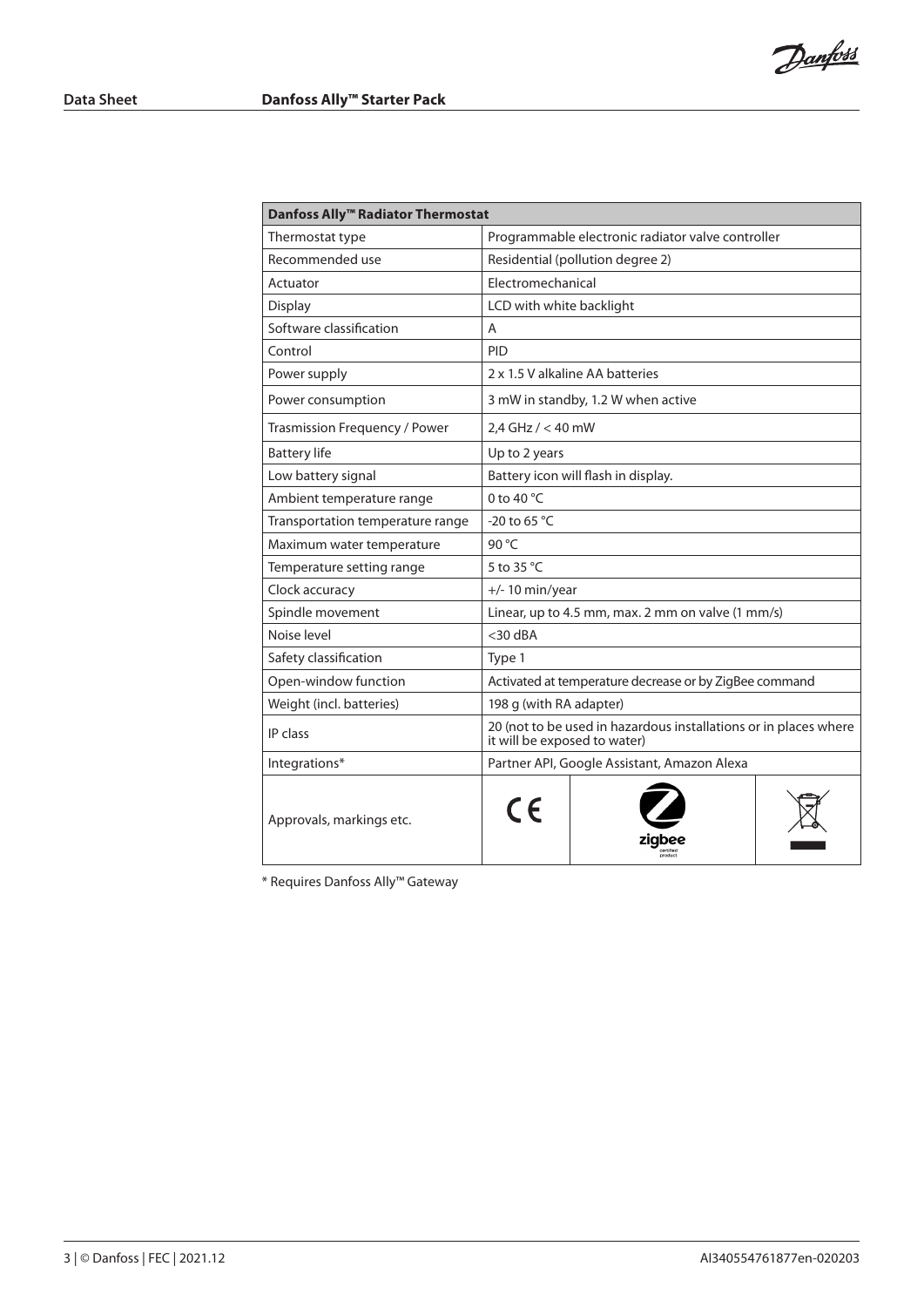| Danfoss Ally™ Radiator Thermostat | |
|---|---|
| Thermostat type | Programmable electronic radiator valve controller |
| Recommended use | Residential (pollution degree 2) |
| Actuator | Electromechanical |
| Display | LCD with white backlight |
| Software classification | A |
| Control | PID |
| Power supply | 2 x 1.5 V alkaline AA batteries |
| Power consumption | 3 mW in standby, 1.2 W when active |
| Trasmission Frequency / Power | 2,4 GHz / < 40 mW |
| Battery life | Up to 2 years |
| Low battery signal | Battery icon will flash in display. |
| Ambient temperature range | 0 to 40 °C |
| Transportation temperature range | -20 to 65 °C |
| Maximum water temperature | 90 °C |
| Temperature setting range | 5 to 35 °C |
| Clock accuracy | +/- 10 min/year |
| Spindle movement | Linear, up to 4.5 mm, max. 2 mm on valve (1 mm/s) |
| Noise level | <30 dBA |
| Safety classification | Type 1 |
| Open-window function | Activated at temperature decrease or by ZigBee command |
| Weight (incl. batteries) | 198 g (with RA adapter) |
| IP class | 20 (not to be used in hazardous installations or in places where it will be exposed to water) |
| Integrations* | Partner API, Google Assistant, Amazon Alexa |
| Approvals, markings etc. | CE, zigbee certified product |

* Requires Danfoss Ally™ Gateway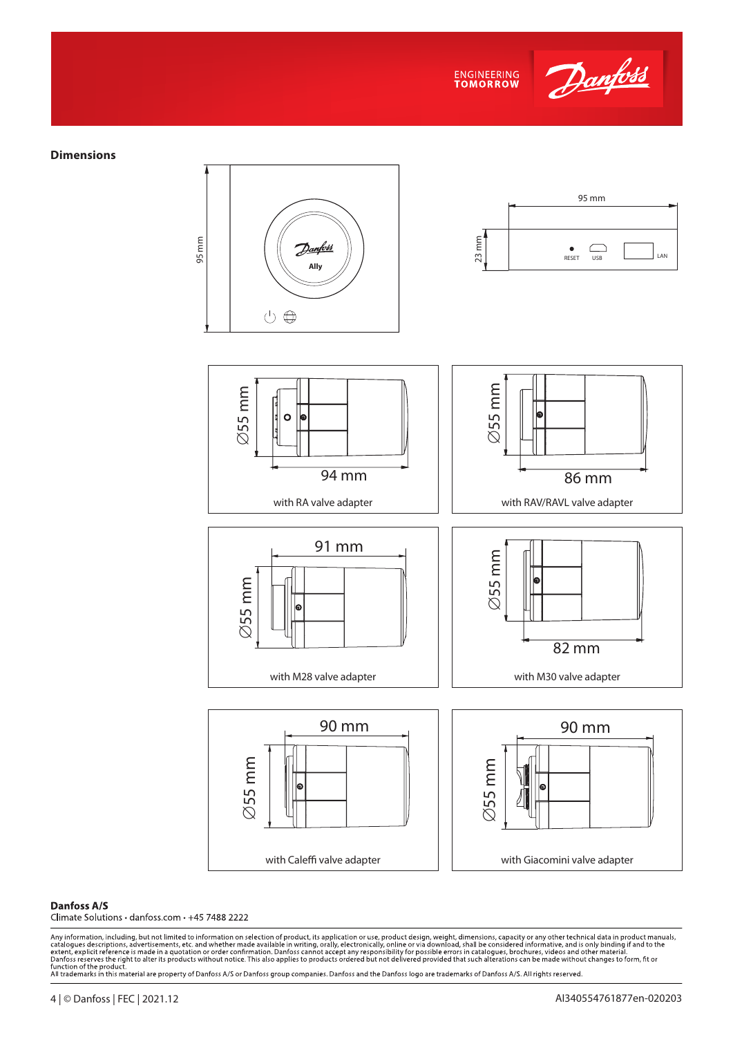## Dimensions

95 mm

Ally

95 mm

23 mm

RESET USB LAN

Ø55 mm

94 mm

with RA valve adapter

Ø55 mm

86 mm

with RAV/RAVL valve adapter

91 mm

Ø55 mm

with M28 valve adapter

Ø55 mm

82 mm

with M30 valve adapter

90 mm

Ø55 mm

with Caleffi valve adapter

90 mm

Ø55 mm

with Giacomini valve adapter

**Danfoss A/S**
Climate Solutions • danfoss.com • +45 7488 2222

Any information, including, but not limited to information on selection of product, its application or use, product design, weight, dimensions, capacity or any other technical data in product manuals, catalogues descriptions, advertisements, etc. and whether made available in writing, orally, electronically, online or via download, shall be considered informative, and is only binding if and to the extent, explicit reference is made in a quotation or order confirmation. Danfoss cannot accept any responsibility for possible errors in catalogues, brochures, videos and other material. Danfoss reserves the right to alter its products without notice. This also applies to products ordered but not delivered provided that such alterations can be made without changes to form, fit or function of the product.
All trademarks in this material are property of Danfoss A/S or Danfoss group companies. Danfoss and the Danfoss logo are trademarks of Danfoss A/S. All rights reserved.

AI340554761877en-020203